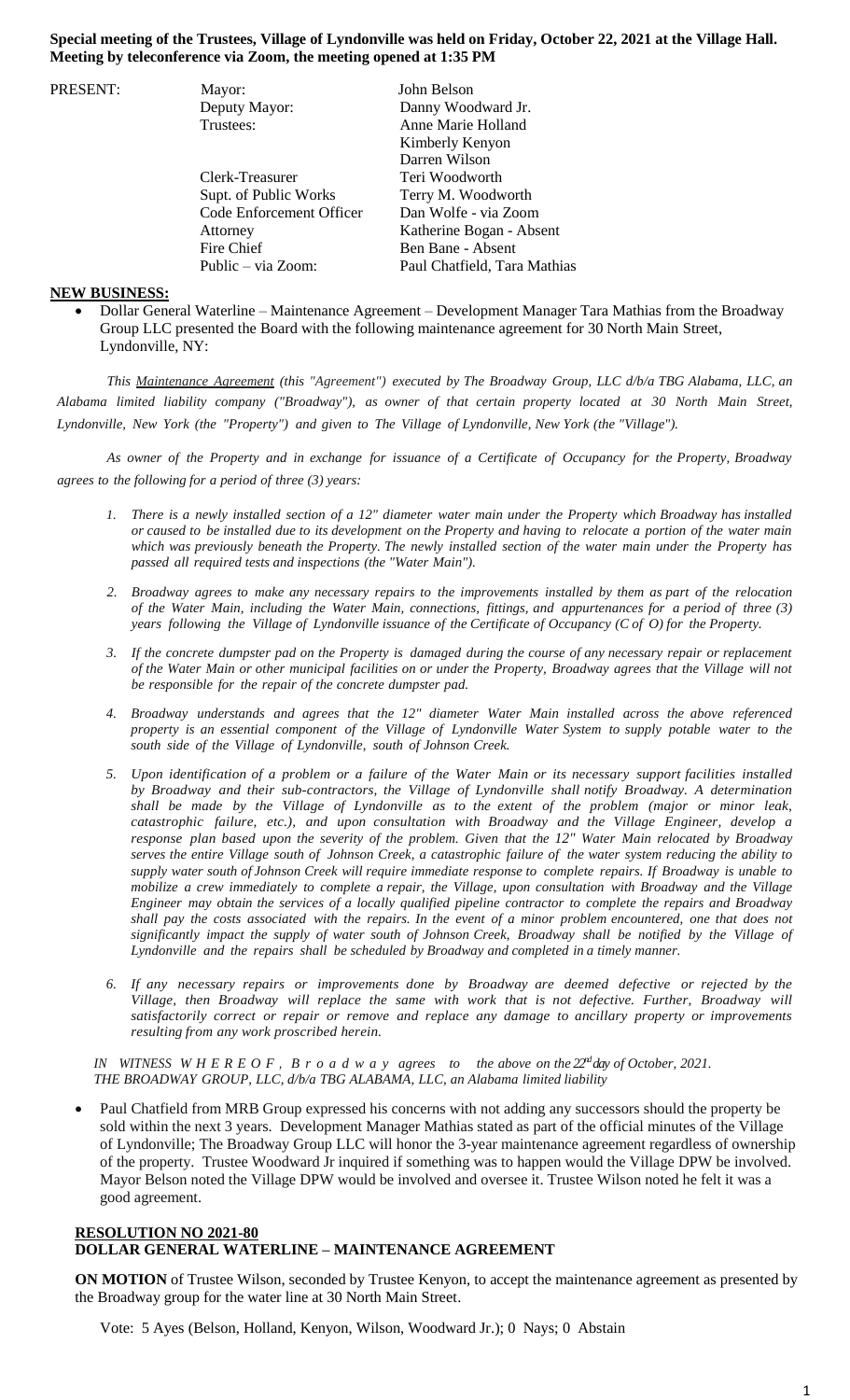**Special meeting of the Trustees, Village of Lyndonville was held on Friday, October 22, 2021 at the Village Hall. Meeting by teleconference via Zoom, the meeting opened at 1:35 PM**

| PRESENT: | | |
|---|---|---|
| | Mayor: | John Belson |
| | Deputy Mayor: | Danny Woodward Jr. |
| | Trustees: | Anne Marie Holland |
| | | Kimberly Kenyon |
| | | Darren Wilson |
| | Clerk-Treasurer | Teri Woodworth |
| | Supt. of Public Works | Terry M. Woodworth |
| | Code Enforcement Officer | Dan Wolfe - via Zoom |
| | Attorney | Katherine Bogan - Absent |
| | Fire Chief | Ben Bane - Absent |
| | Public – via Zoom: | Paul Chatfield, Tara Mathias |

**NEW BUSINESS:**

- Dollar General Waterline – Maintenance Agreement – Development Manager Tara Mathias from the Broadway Group LLC presented the Board with the following maintenance agreement for 30 North Main Street, Lyndonville, NY:

*This Maintenance Agreement (this "Agreement") executed by The Broadway Group, LLC d/b/a TBG Alabama, LLC, an Alabama limited liability company ("Broadway"), as owner of that certain property located at 30 North Main Street, Lyndonville, New York (the "Property") and given to The Village of Lyndonville, New York (the "Village").*

*As owner of the Property and in exchange for issuance of a Certificate of Occupancy for the Property, Broadway agrees to the following for a period of three (3) years:*

1. *There is a newly installed section of a 12" diameter water main under the Property which Broadway has installed or caused to be installed due to its development on the Property and having to relocate a portion of the water main which was previously beneath the Property. The newly installed section of the water main under the Property has passed all required tests and inspections (the "Water Main").*
2. *Broadway agrees to make any necessary repairs to the improvements installed by them as part of the relocation of the Water Main, including the Water Main, connections, fittings, and appurtenances for a period of three (3) years following the Village of Lyndonville issuance of the Certificate of Occupancy (C of O) for the Property.*
3. *If the concrete dumpster pad on the Property is damaged during the course of any necessary repair or replacement of the Water Main or other municipal facilities on or under the Property, Broadway agrees that the Village will not be responsible for the repair of the concrete dumpster pad.*
4. *Broadway understands and agrees that the 12" diameter Water Main installed across the above referenced property is an essential component of the Village of Lyndonville Water System to supply potable water to the south side of the Village of Lyndonville, south of Johnson Creek.*
5. *Upon identification of a problem or a failure of the Water Main or its necessary support facilities installed by Broadway and their sub-contractors, the Village of Lyndonville shall notify Broadway. A determination shall be made by the Village of Lyndonville as to the extent of the problem (major or minor leak, catastrophic failure, etc.), and upon consultation with Broadway and the Village Engineer, develop a response plan based upon the severity of the problem. Given that the 12" Water Main relocated by Broadway serves the entire Village south of Johnson Creek, a catastrophic failure of the water system reducing the ability to supply water south of Johnson Creek will require immediate response to complete repairs. If Broadway is unable to mobilize a crew immediately to complete a repair, the Village, upon consultation with Broadway and the Village Engineer may obtain the services of a locally qualified pipeline contractor to complete the repairs and Broadway shall pay the costs associated with the repairs. In the event of a minor problem encountered, one that does not significantly impact the supply of water south of Johnson Creek, Broadway shall be notified by the Village of Lyndonville and the repairs shall be scheduled by Broadway and completed in a timely manner.*
6. *If any necessary repairs or improvements done by Broadway are deemed defective or rejected by the Village, then Broadway will replace the same with work that is not defective. Further, Broadway will satisfactorily correct or repair or remove and replace any damage to ancillary property or improvements resulting from any work proscribed herein.*

*IN WITNESS WHEREOF, Broadway agrees to the above on the 22nd day of October, 2021.*
*THE BROADWAY GROUP, LLC, d/b/a TBG ALABAMA, LLC, an Alabama limited liability*

- Paul Chatfield from MRB Group expressed his concerns with not adding any successors should the property be sold within the next 3 years. Development Manager Mathias stated as part of the official minutes of the Village of Lyndonville; The Broadway Group LLC will honor the 3-year maintenance agreement regardless of ownership of the property. Trustee Woodward Jr inquired if something was to happen would the Village DPW be involved. Mayor Belson noted the Village DPW would be involved and oversee it. Trustee Wilson noted he felt it was a good agreement.

**RESOLUTION NO 2021-80**
**DOLLAR GENERAL WATERLINE – MAINTENANCE AGREEMENT**

**ON MOTION** of Trustee Wilson, seconded by Trustee Kenyon, to accept the maintenance agreement as presented by the Broadway group for the water line at 30 North Main Street.

Vote: 5 Ayes (Belson, Holland, Kenyon, Wilson, Woodward Jr.); 0 Nays; 0 Abstain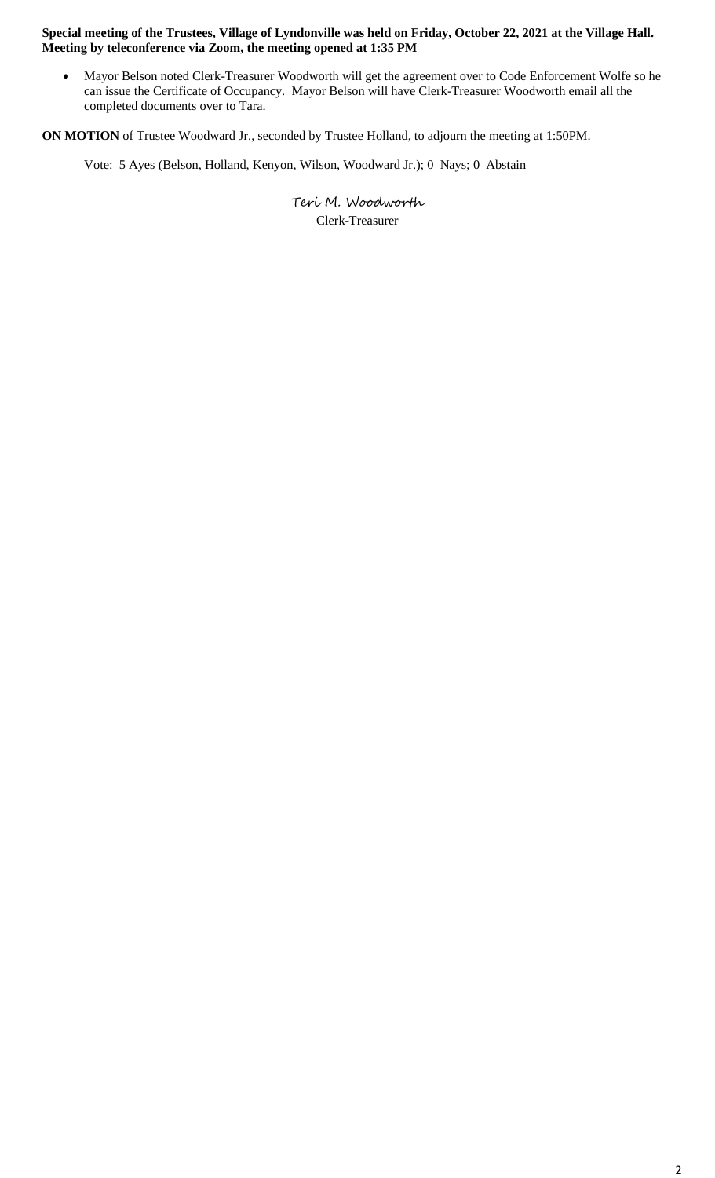**Special meeting of the Trustees, Village of Lyndonville was held on Friday, October 22, 2021 at the Village Hall. Meeting by teleconference via Zoom, the meeting opened at 1:35 PM**

- Mayor Belson noted Clerk-Treasurer Woodworth will get the agreement over to Code Enforcement Wolfe so he can issue the Certificate of Occupancy. Mayor Belson will have Clerk-Treasurer Woodworth email all the completed documents over to Tara.

**ON MOTION** of Trustee Woodward Jr., seconded by Trustee Holland, to adjourn the meeting at 1:50PM.

Vote: 5 Ayes (Belson, Holland, Kenyon, Wilson, Woodward Jr.); 0 Nays; 0 Abstain

Teri M. Woodworth
Clerk-Treasurer